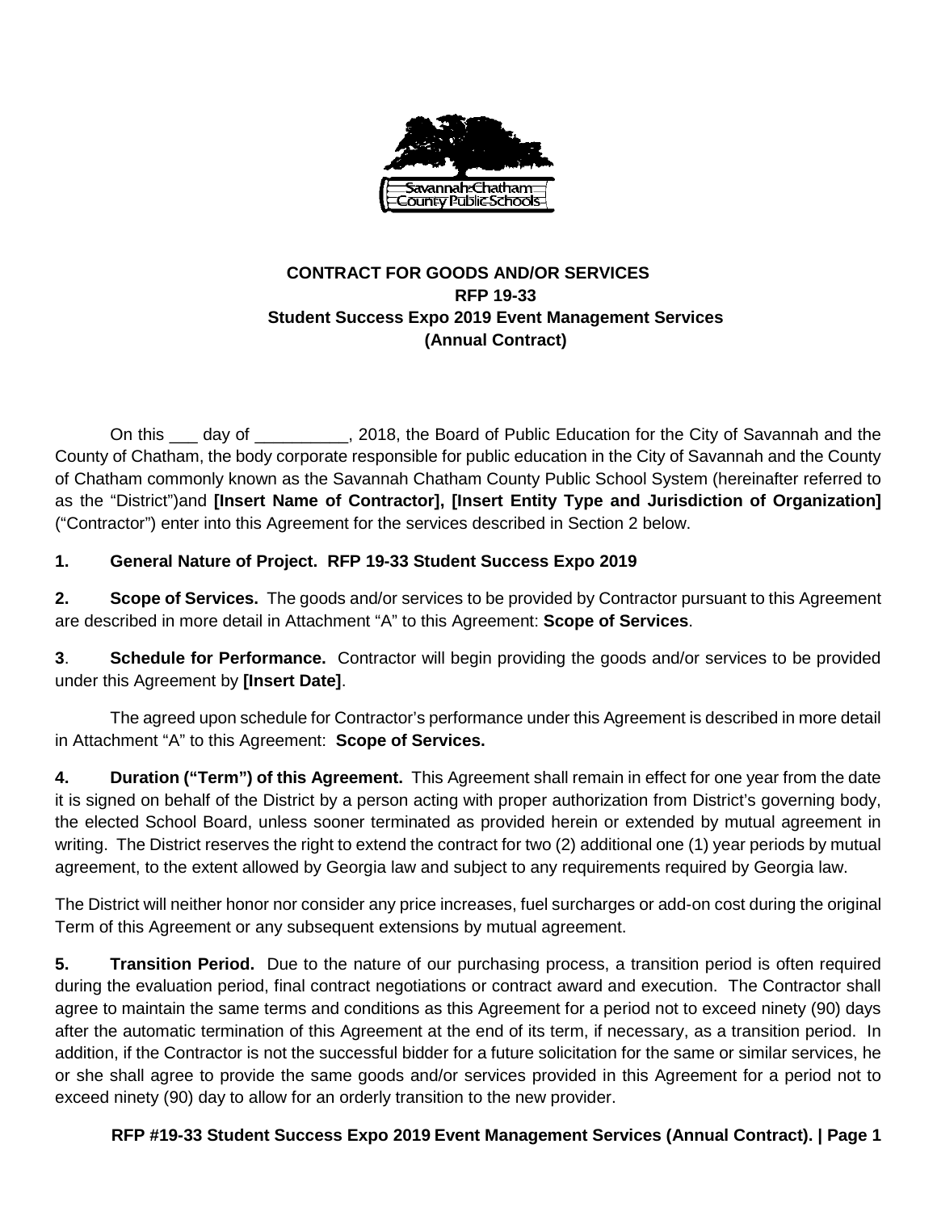**CONTRACT FOR GOODS AND/OR SERVICES**
**RFP 19-33**
**Student Success Expo 2019 Event Management Services**
**(Annual Contract)**

On this ___ day of __________, 2018, the Board of Public Education for the City of Savannah and the County of Chatham, the body corporate responsible for public education in the City of Savannah and the County of Chatham commonly known as the Savannah Chatham County Public School System (hereinafter referred to as the "District")and **[Insert Name of Contractor], [Insert Entity Type and Jurisdiction of Organization]** ("Contractor") enter into this Agreement for the services described in Section 2 below.

**1. General Nature of Project. RFP 19-33 Student Success Expo 2019**

**2. Scope of Services.** The goods and/or services to be provided by Contractor pursuant to this Agreement are described in more detail in Attachment "A" to this Agreement: **Scope of Services**.

**3**. **Schedule for Performance.** Contractor will begin providing the goods and/or services to be provided under this Agreement by **[Insert Date]**.

The agreed upon schedule for Contractor's performance under this Agreement is described in more detail in Attachment "A" to this Agreement: **Scope of Services.**

**4. Duration ("Term") of this Agreement.** This Agreement shall remain in effect for one year from the date it is signed on behalf of the District by a person acting with proper authorization from District's governing body, the elected School Board, unless sooner terminated as provided herein or extended by mutual agreement in writing. The District reserves the right to extend the contract for two (2) additional one (1) year periods by mutual agreement, to the extent allowed by Georgia law and subject to any requirements required by Georgia law.

The District will neither honor nor consider any price increases, fuel surcharges or add-on cost during the original Term of this Agreement or any subsequent extensions by mutual agreement.

**5. Transition Period.** Due to the nature of our purchasing process, a transition period is often required during the evaluation period, final contract negotiations or contract award and execution. The Contractor shall agree to maintain the same terms and conditions as this Agreement for a period not to exceed ninety (90) days after the automatic termination of this Agreement at the end of its term, if necessary, as a transition period. In addition, if the Contractor is not the successful bidder for a future solicitation for the same or similar services, he or she shall agree to provide the same goods and/or services provided in this Agreement for a period not to exceed ninety (90) day to allow for an orderly transition to the new provider.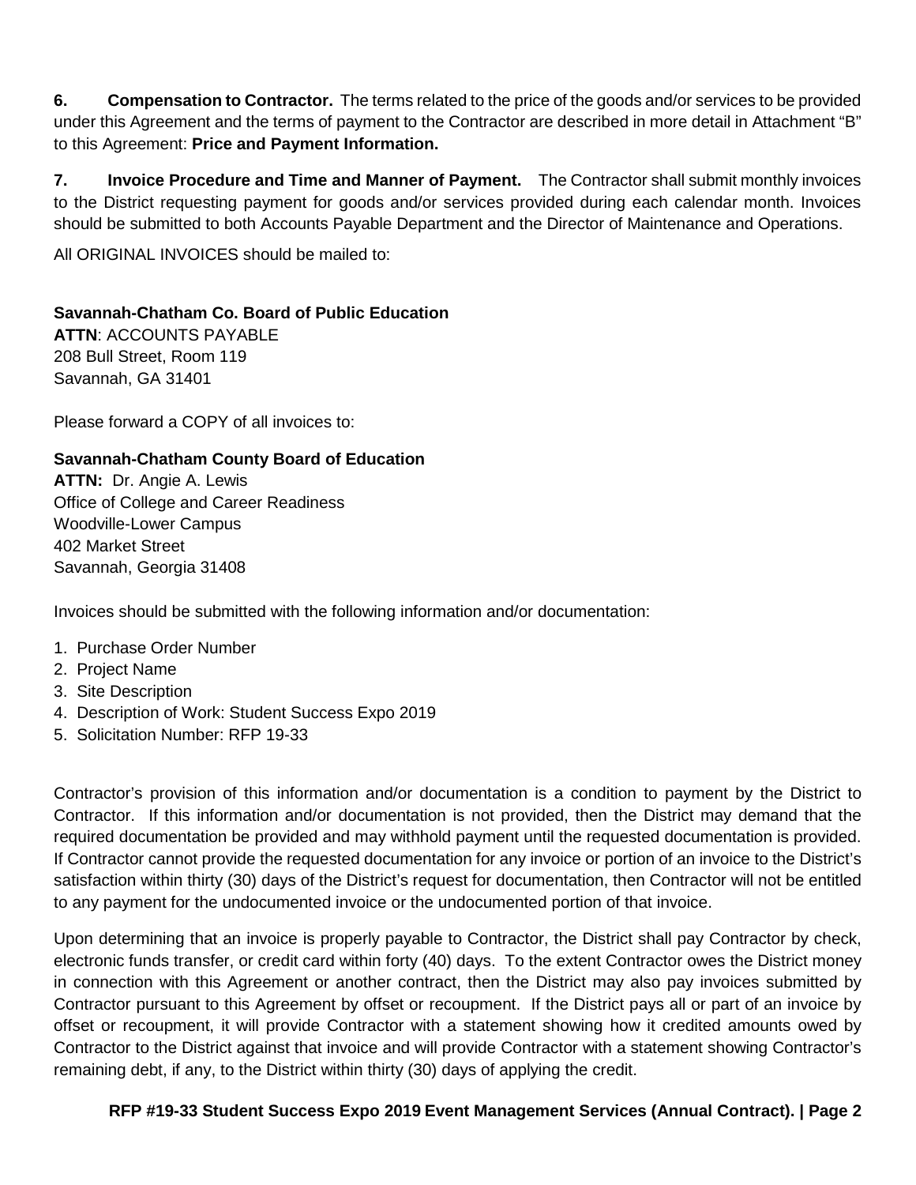**6. Compensation to Contractor.** The terms related to the price of the goods and/or services to be provided under this Agreement and the terms of payment to the Contractor are described in more detail in Attachment "B" to this Agreement: **Price and Payment Information.**

**7. Invoice Procedure and Time and Manner of Payment.** The Contractor shall submit monthly invoices to the District requesting payment for goods and/or services provided during each calendar month. Invoices should be submitted to both Accounts Payable Department and the Director of Maintenance and Operations.

All ORIGINAL INVOICES should be mailed to:

**Savannah-Chatham Co. Board of Public Education**
**ATTN**: ACCOUNTS PAYABLE
208 Bull Street, Room 119
Savannah, GA 31401

Please forward a COPY of all invoices to:

**Savannah-Chatham County Board of Education**
**ATTN:** Dr. Angie A. Lewis
Office of College and Career Readiness
Woodville-Lower Campus
402 Market Street
Savannah, Georgia 31408

Invoices should be submitted with the following information and/or documentation:

1. Purchase Order Number
2. Project Name
3. Site Description
4. Description of Work: Student Success Expo 2019
5. Solicitation Number: RFP 19-33

Contractor's provision of this information and/or documentation is a condition to payment by the District to Contractor. If this information and/or documentation is not provided, then the District may demand that the required documentation be provided and may withhold payment until the requested documentation is provided. If Contractor cannot provide the requested documentation for any invoice or portion of an invoice to the District's satisfaction within thirty (30) days of the District's request for documentation, then Contractor will not be entitled to any payment for the undocumented invoice or the undocumented portion of that invoice.

Upon determining that an invoice is properly payable to Contractor, the District shall pay Contractor by check, electronic funds transfer, or credit card within forty (40) days. To the extent Contractor owes the District money in connection with this Agreement or another contract, then the District may also pay invoices submitted by Contractor pursuant to this Agreement by offset or recoupment. If the District pays all or part of an invoice by offset or recoupment, it will provide Contractor with a statement showing how it credited amounts owed by Contractor to the District against that invoice and will provide Contractor with a statement showing Contractor's remaining debt, if any, to the District within thirty (30) days of applying the credit.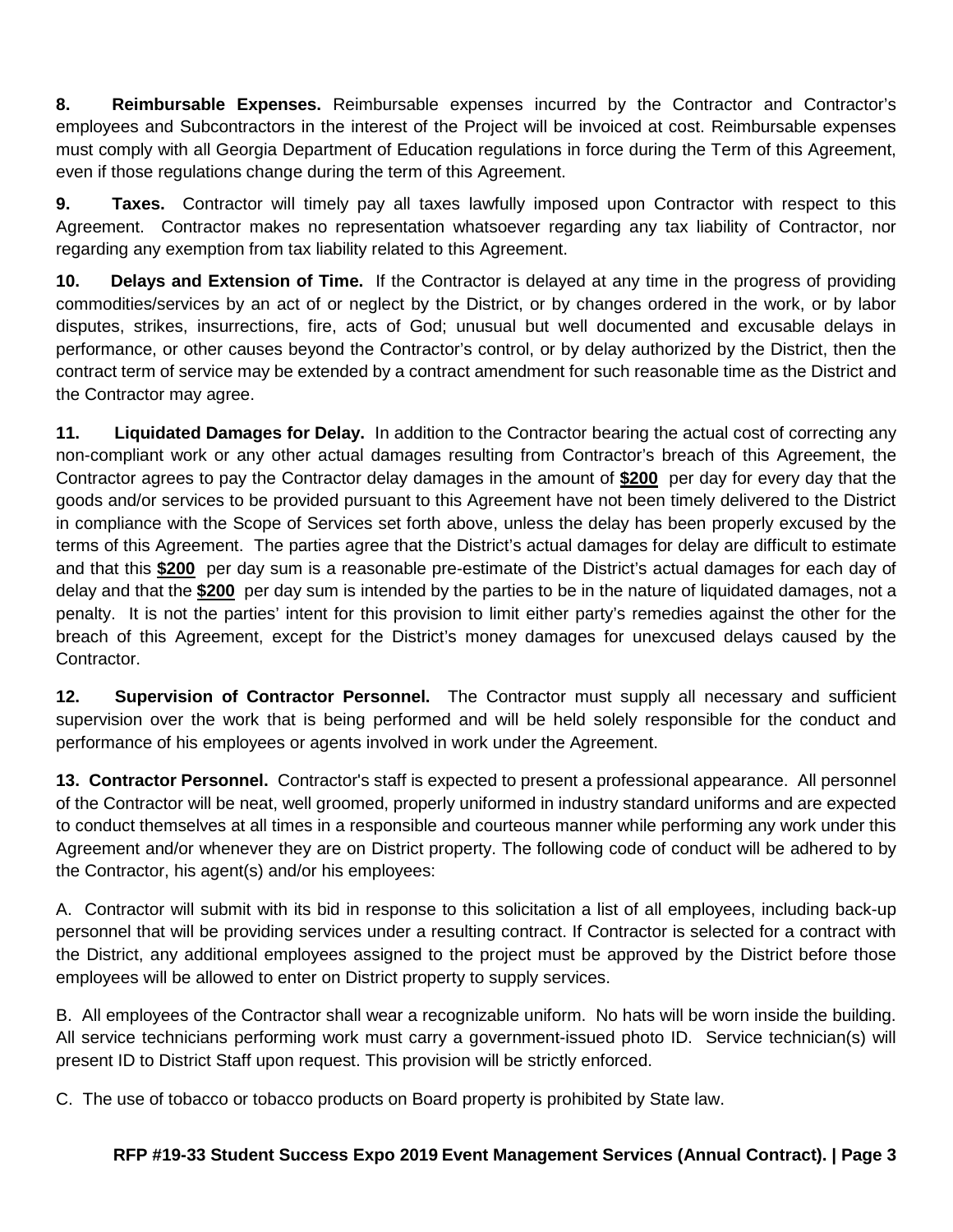**8. Reimbursable Expenses.** Reimbursable expenses incurred by the Contractor and Contractor's employees and Subcontractors in the interest of the Project will be invoiced at cost. Reimbursable expenses must comply with all Georgia Department of Education regulations in force during the Term of this Agreement, even if those regulations change during the term of this Agreement.

**9. Taxes.** Contractor will timely pay all taxes lawfully imposed upon Contractor with respect to this Agreement. Contractor makes no representation whatsoever regarding any tax liability of Contractor, nor regarding any exemption from tax liability related to this Agreement.

**10. Delays and Extension of Time.** If the Contractor is delayed at any time in the progress of providing commodities/services by an act of or neglect by the District, or by changes ordered in the work, or by labor disputes, strikes, insurrections, fire, acts of God; unusual but well documented and excusable delays in performance, or other causes beyond the Contractor's control, or by delay authorized by the District, then the contract term of service may be extended by a contract amendment for such reasonable time as the District and the Contractor may agree.

**11. Liquidated Damages for Delay.** In addition to the Contractor bearing the actual cost of correcting any non-compliant work or any other actual damages resulting from Contractor's breach of this Agreement, the Contractor agrees to pay the Contractor delay damages in the amount of **$200** per day for every day that the goods and/or services to be provided pursuant to this Agreement have not been timely delivered to the District in compliance with the Scope of Services set forth above, unless the delay has been properly excused by the terms of this Agreement. The parties agree that the District's actual damages for delay are difficult to estimate and that this **$200** per day sum is a reasonable pre-estimate of the District's actual damages for each day of delay and that the **$200** per day sum is intended by the parties to be in the nature of liquidated damages, not a penalty. It is not the parties' intent for this provision to limit either party's remedies against the other for the breach of this Agreement, except for the District's money damages for unexcused delays caused by the Contractor.

**12. Supervision of Contractor Personnel.** The Contractor must supply all necessary and sufficient supervision over the work that is being performed and will be held solely responsible for the conduct and performance of his employees or agents involved in work under the Agreement.

**13. Contractor Personnel.** Contractor's staff is expected to present a professional appearance. All personnel of the Contractor will be neat, well groomed, properly uniformed in industry standard uniforms and are expected to conduct themselves at all times in a responsible and courteous manner while performing any work under this Agreement and/or whenever they are on District property. The following code of conduct will be adhered to by the Contractor, his agent(s) and/or his employees:

A. Contractor will submit with its bid in response to this solicitation a list of all employees, including back-up personnel that will be providing services under a resulting contract. If Contractor is selected for a contract with the District, any additional employees assigned to the project must be approved by the District before those employees will be allowed to enter on District property to supply services.

B. All employees of the Contractor shall wear a recognizable uniform. No hats will be worn inside the building. All service technicians performing work must carry a government-issued photo ID. Service technician(s) will present ID to District Staff upon request. This provision will be strictly enforced.

C. The use of tobacco or tobacco products on Board property is prohibited by State law.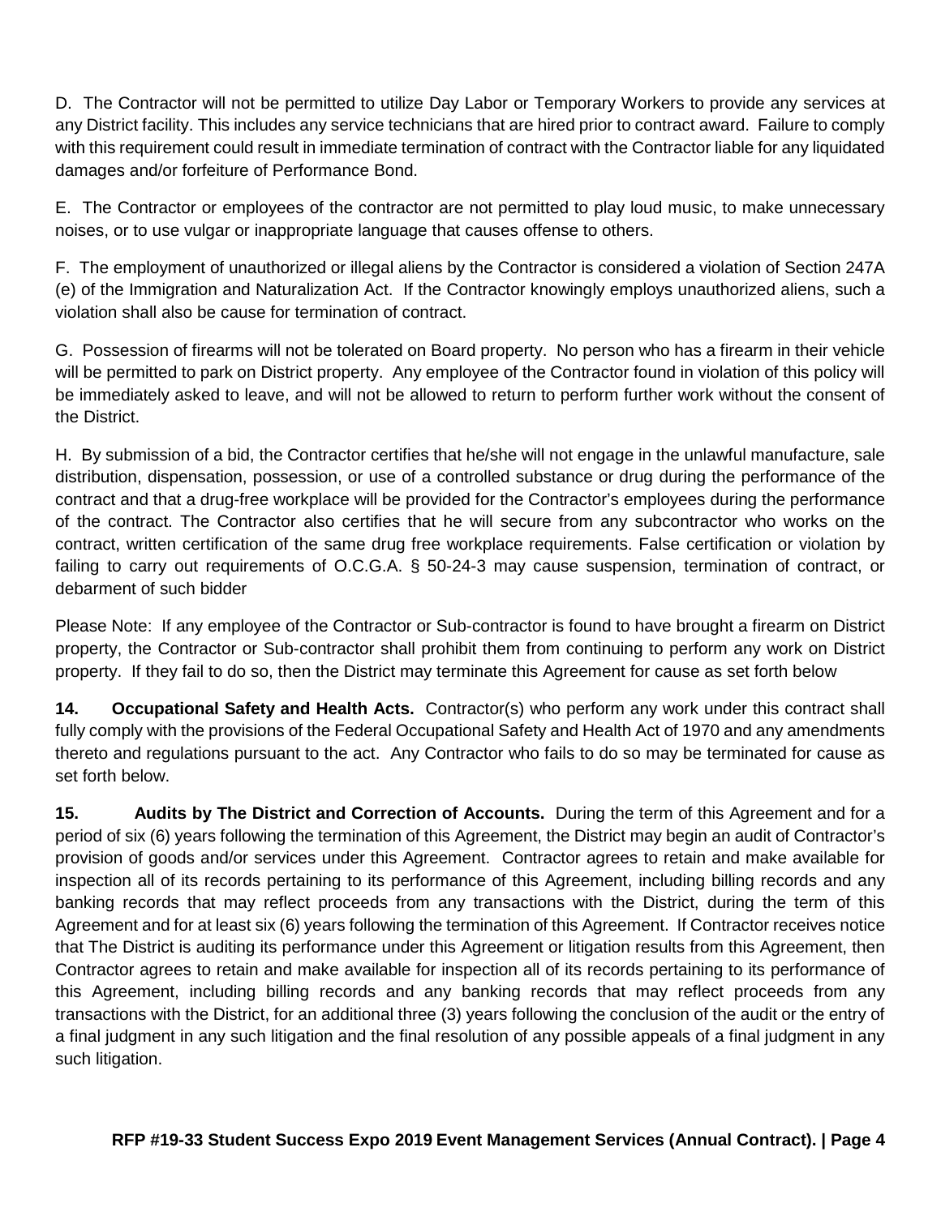D. The Contractor will not be permitted to utilize Day Labor or Temporary Workers to provide any services at any District facility. This includes any service technicians that are hired prior to contract award. Failure to comply with this requirement could result in immediate termination of contract with the Contractor liable for any liquidated damages and/or forfeiture of Performance Bond.

E. The Contractor or employees of the contractor are not permitted to play loud music, to make unnecessary noises, or to use vulgar or inappropriate language that causes offense to others.

F. The employment of unauthorized or illegal aliens by the Contractor is considered a violation of Section 247A (e) of the Immigration and Naturalization Act. If the Contractor knowingly employs unauthorized aliens, such a violation shall also be cause for termination of contract.

G. Possession of firearms will not be tolerated on Board property. No person who has a firearm in their vehicle will be permitted to park on District property. Any employee of the Contractor found in violation of this policy will be immediately asked to leave, and will not be allowed to return to perform further work without the consent of the District.

H. By submission of a bid, the Contractor certifies that he/she will not engage in the unlawful manufacture, sale distribution, dispensation, possession, or use of a controlled substance or drug during the performance of the contract and that a drug-free workplace will be provided for the Contractor's employees during the performance of the contract. The Contractor also certifies that he will secure from any subcontractor who works on the contract, written certification of the same drug free workplace requirements. False certification or violation by failing to carry out requirements of O.C.G.A. § 50-24-3 may cause suspension, termination of contract, or debarment of such bidder

Please Note: If any employee of the Contractor or Sub-contractor is found to have brought a firearm on District property, the Contractor or Sub-contractor shall prohibit them from continuing to perform any work on District property. If they fail to do so, then the District may terminate this Agreement for cause as set forth below

**14. Occupational Safety and Health Acts.** Contractor(s) who perform any work under this contract shall fully comply with the provisions of the Federal Occupational Safety and Health Act of 1970 and any amendments thereto and regulations pursuant to the act. Any Contractor who fails to do so may be terminated for cause as set forth below.

**15. Audits by The District and Correction of Accounts.** During the term of this Agreement and for a period of six (6) years following the termination of this Agreement, the District may begin an audit of Contractor's provision of goods and/or services under this Agreement. Contractor agrees to retain and make available for inspection all of its records pertaining to its performance of this Agreement, including billing records and any banking records that may reflect proceeds from any transactions with the District, during the term of this Agreement and for at least six (6) years following the termination of this Agreement. If Contractor receives notice that The District is auditing its performance under this Agreement or litigation results from this Agreement, then Contractor agrees to retain and make available for inspection all of its records pertaining to its performance of this Agreement, including billing records and any banking records that may reflect proceeds from any transactions with the District, for an additional three (3) years following the conclusion of the audit or the entry of a final judgment in any such litigation and the final resolution of any possible appeals of a final judgment in any such litigation.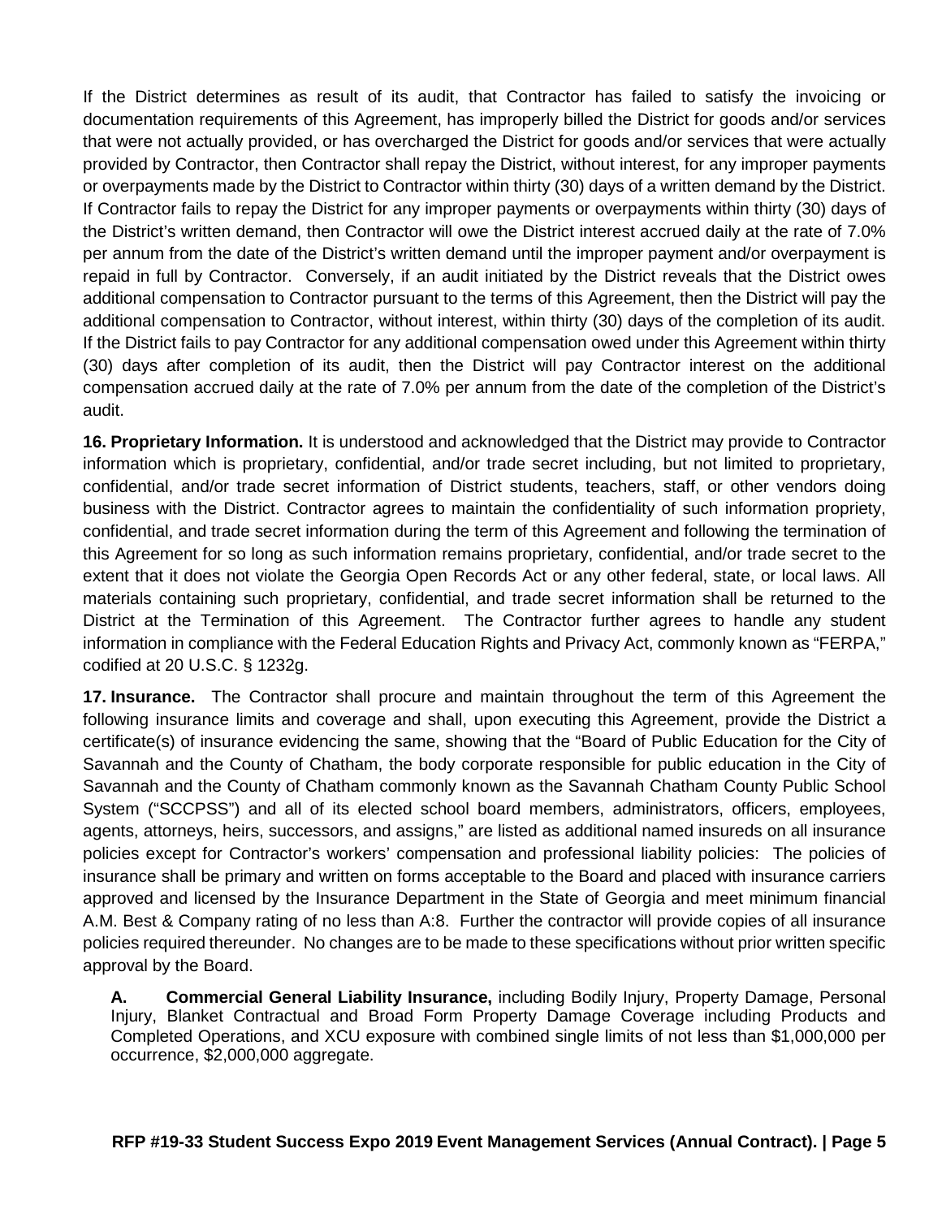If the District determines as result of its audit, that Contractor has failed to satisfy the invoicing or documentation requirements of this Agreement, has improperly billed the District for goods and/or services that were not actually provided, or has overcharged the District for goods and/or services that were actually provided by Contractor, then Contractor shall repay the District, without interest, for any improper payments or overpayments made by the District to Contractor within thirty (30) days of a written demand by the District. If Contractor fails to repay the District for any improper payments or overpayments within thirty (30) days of the District's written demand, then Contractor will owe the District interest accrued daily at the rate of 7.0% per annum from the date of the District's written demand until the improper payment and/or overpayment is repaid in full by Contractor. Conversely, if an audit initiated by the District reveals that the District owes additional compensation to Contractor pursuant to the terms of this Agreement, then the District will pay the additional compensation to Contractor, without interest, within thirty (30) days of the completion of its audit. If the District fails to pay Contractor for any additional compensation owed under this Agreement within thirty (30) days after completion of its audit, then the District will pay Contractor interest on the additional compensation accrued daily at the rate of 7.0% per annum from the date of the completion of the District's audit.

**16. Proprietary Information.** It is understood and acknowledged that the District may provide to Contractor information which is proprietary, confidential, and/or trade secret including, but not limited to proprietary, confidential, and/or trade secret information of District students, teachers, staff, or other vendors doing business with the District. Contractor agrees to maintain the confidentiality of such information propriety, confidential, and trade secret information during the term of this Agreement and following the termination of this Agreement for so long as such information remains proprietary, confidential, and/or trade secret to the extent that it does not violate the Georgia Open Records Act or any other federal, state, or local laws. All materials containing such proprietary, confidential, and trade secret information shall be returned to the District at the Termination of this Agreement. The Contractor further agrees to handle any student information in compliance with the Federal Education Rights and Privacy Act, commonly known as "FERPA," codified at 20 U.S.C. § 1232g.

**17. Insurance.** The Contractor shall procure and maintain throughout the term of this Agreement the following insurance limits and coverage and shall, upon executing this Agreement, provide the District a certificate(s) of insurance evidencing the same, showing that the "Board of Public Education for the City of Savannah and the County of Chatham, the body corporate responsible for public education in the City of Savannah and the County of Chatham commonly known as the Savannah Chatham County Public School System ("SCCPSS") and all of its elected school board members, administrators, officers, employees, agents, attorneys, heirs, successors, and assigns," are listed as additional named insureds on all insurance policies except for Contractor's workers' compensation and professional liability policies: The policies of insurance shall be primary and written on forms acceptable to the Board and placed with insurance carriers approved and licensed by the Insurance Department in the State of Georgia and meet minimum financial A.M. Best & Company rating of no less than A:8. Further the contractor will provide copies of all insurance policies required thereunder. No changes are to be made to these specifications without prior written specific approval by the Board.

**A. Commercial General Liability Insurance,** including Bodily Injury, Property Damage, Personal Injury, Blanket Contractual and Broad Form Property Damage Coverage including Products and Completed Operations, and XCU exposure with combined single limits of not less than $1,000,000 per occurrence, $2,000,000 aggregate.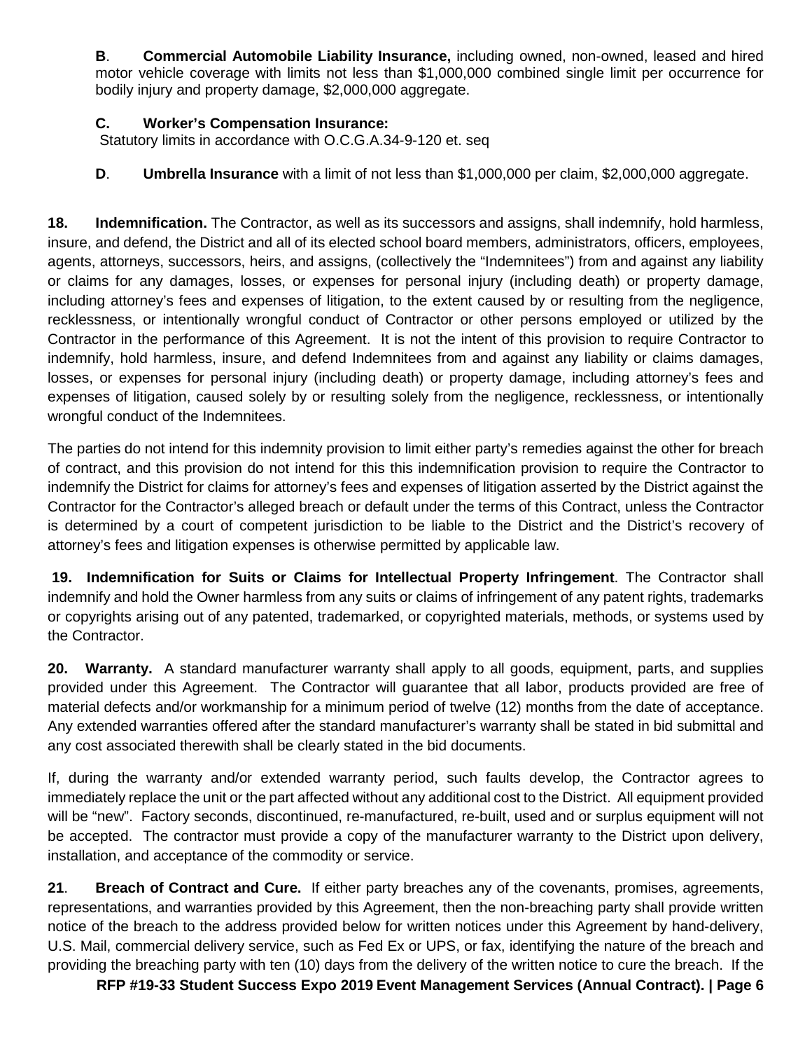**B**. **Commercial Automobile Liability Insurance,** including owned, non-owned, leased and hired motor vehicle coverage with limits not less than $1,000,000 combined single limit per occurrence for bodily injury and property damage, $2,000,000 aggregate.

**C. Worker's Compensation Insurance:**
Statutory limits in accordance with O.C.G.A.34-9-120 et. seq

**D**. **Umbrella Insurance** with a limit of not less than $1,000,000 per claim, $2,000,000 aggregate.

**18. Indemnification.** The Contractor, as well as its successors and assigns, shall indemnify, hold harmless, insure, and defend, the District and all of its elected school board members, administrators, officers, employees, agents, attorneys, successors, heirs, and assigns, (collectively the "Indemnitees") from and against any liability or claims for any damages, losses, or expenses for personal injury (including death) or property damage, including attorney's fees and expenses of litigation, to the extent caused by or resulting from the negligence, recklessness, or intentionally wrongful conduct of Contractor or other persons employed or utilized by the Contractor in the performance of this Agreement. It is not the intent of this provision to require Contractor to indemnify, hold harmless, insure, and defend Indemnitees from and against any liability or claims damages, losses, or expenses for personal injury (including death) or property damage, including attorney's fees and expenses of litigation, caused solely by or resulting solely from the negligence, recklessness, or intentionally wrongful conduct of the Indemnitees.

The parties do not intend for this indemnity provision to limit either party's remedies against the other for breach of contract, and this provision do not intend for this this indemnification provision to require the Contractor to indemnify the District for claims for attorney's fees and expenses of litigation asserted by the District against the Contractor for the Contractor's alleged breach or default under the terms of this Contract, unless the Contractor is determined by a court of competent jurisdiction to be liable to the District and the District's recovery of attorney's fees and litigation expenses is otherwise permitted by applicable law.

**19. Indemnification for Suits or Claims for Intellectual Property Infringement**. The Contractor shall indemnify and hold the Owner harmless from any suits or claims of infringement of any patent rights, trademarks or copyrights arising out of any patented, trademarked, or copyrighted materials, methods, or systems used by the Contractor.

**20. Warranty.** A standard manufacturer warranty shall apply to all goods, equipment, parts, and supplies provided under this Agreement. The Contractor will guarantee that all labor, products provided are free of material defects and/or workmanship for a minimum period of twelve (12) months from the date of acceptance. Any extended warranties offered after the standard manufacturer's warranty shall be stated in bid submittal and any cost associated therewith shall be clearly stated in the bid documents.

If, during the warranty and/or extended warranty period, such faults develop, the Contractor agrees to immediately replace the unit or the part affected without any additional cost to the District. All equipment provided will be "new". Factory seconds, discontinued, re-manufactured, re-built, used and or surplus equipment will not be accepted. The contractor must provide a copy of the manufacturer warranty to the District upon delivery, installation, and acceptance of the commodity or service.

**21**. **Breach of Contract and Cure.** If either party breaches any of the covenants, promises, agreements, representations, and warranties provided by this Agreement, then the non-breaching party shall provide written notice of the breach to the address provided below for written notices under this Agreement by hand-delivery, U.S. Mail, commercial delivery service, such as Fed Ex or UPS, or fax, identifying the nature of the breach and providing the breaching party with ten (10) days from the delivery of the written notice to cure the breach. If the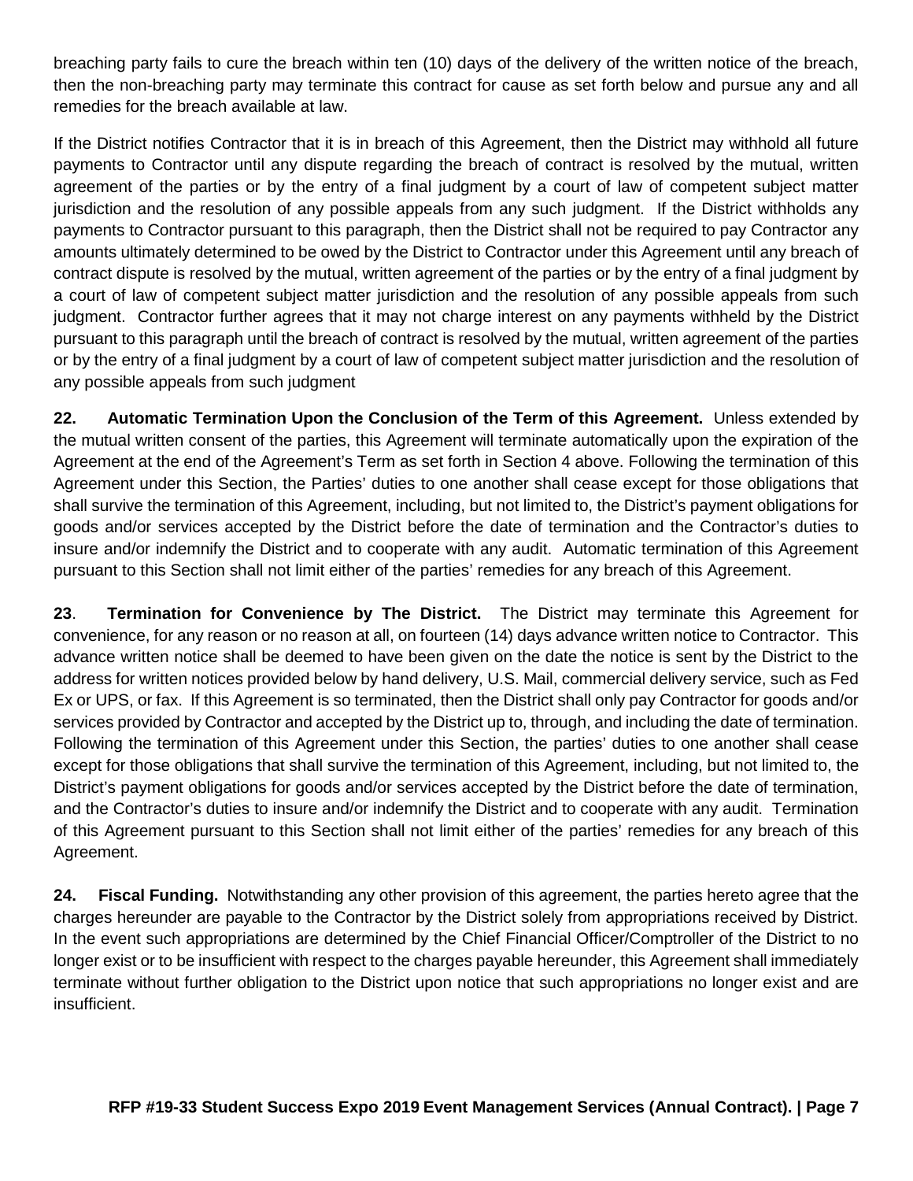breaching party fails to cure the breach within ten (10) days of the delivery of the written notice of the breach, then the non-breaching party may terminate this contract for cause as set forth below and pursue any and all remedies for the breach available at law.

If the District notifies Contractor that it is in breach of this Agreement, then the District may withhold all future payments to Contractor until any dispute regarding the breach of contract is resolved by the mutual, written agreement of the parties or by the entry of a final judgment by a court of law of competent subject matter jurisdiction and the resolution of any possible appeals from any such judgment. If the District withholds any payments to Contractor pursuant to this paragraph, then the District shall not be required to pay Contractor any amounts ultimately determined to be owed by the District to Contractor under this Agreement until any breach of contract dispute is resolved by the mutual, written agreement of the parties or by the entry of a final judgment by a court of law of competent subject matter jurisdiction and the resolution of any possible appeals from such judgment. Contractor further agrees that it may not charge interest on any payments withheld by the District pursuant to this paragraph until the breach of contract is resolved by the mutual, written agreement of the parties or by the entry of a final judgment by a court of law of competent subject matter jurisdiction and the resolution of any possible appeals from such judgment

**22. Automatic Termination Upon the Conclusion of the Term of this Agreement.** Unless extended by the mutual written consent of the parties, this Agreement will terminate automatically upon the expiration of the Agreement at the end of the Agreement's Term as set forth in Section 4 above. Following the termination of this Agreement under this Section, the Parties' duties to one another shall cease except for those obligations that shall survive the termination of this Agreement, including, but not limited to, the District's payment obligations for goods and/or services accepted by the District before the date of termination and the Contractor's duties to insure and/or indemnify the District and to cooperate with any audit. Automatic termination of this Agreement pursuant to this Section shall not limit either of the parties' remedies for any breach of this Agreement.

**23. Termination for Convenience by The District.** The District may terminate this Agreement for convenience, for any reason or no reason at all, on fourteen (14) days advance written notice to Contractor. This advance written notice shall be deemed to have been given on the date the notice is sent by the District to the address for written notices provided below by hand delivery, U.S. Mail, commercial delivery service, such as Fed Ex or UPS, or fax. If this Agreement is so terminated, then the District shall only pay Contractor for goods and/or services provided by Contractor and accepted by the District up to, through, and including the date of termination. Following the termination of this Agreement under this Section, the parties' duties to one another shall cease except for those obligations that shall survive the termination of this Agreement, including, but not limited to, the District's payment obligations for goods and/or services accepted by the District before the date of termination, and the Contractor's duties to insure and/or indemnify the District and to cooperate with any audit. Termination of this Agreement pursuant to this Section shall not limit either of the parties' remedies for any breach of this Agreement.

**24. Fiscal Funding.** Notwithstanding any other provision of this agreement, the parties hereto agree that the charges hereunder are payable to the Contractor by the District solely from appropriations received by District. In the event such appropriations are determined by the Chief Financial Officer/Comptroller of the District to no longer exist or to be insufficient with respect to the charges payable hereunder, this Agreement shall immediately terminate without further obligation to the District upon notice that such appropriations no longer exist and are insufficient.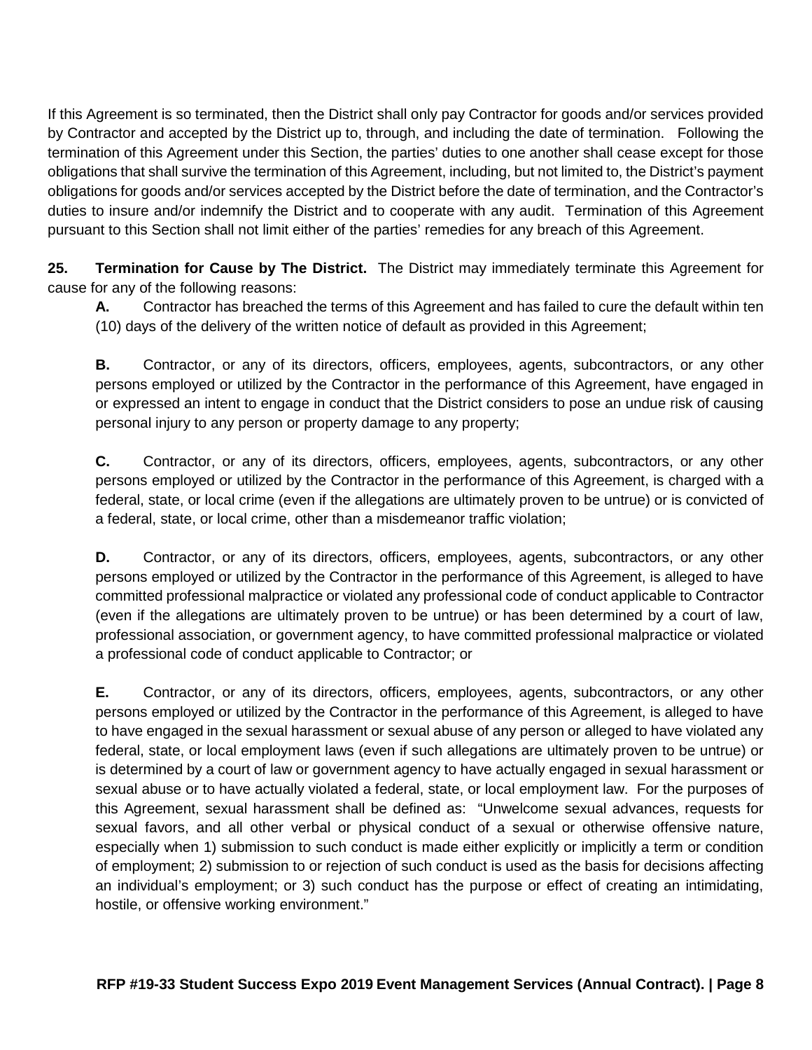If this Agreement is so terminated, then the District shall only pay Contractor for goods and/or services provided by Contractor and accepted by the District up to, through, and including the date of termination. Following the termination of this Agreement under this Section, the parties' duties to one another shall cease except for those obligations that shall survive the termination of this Agreement, including, but not limited to, the District's payment obligations for goods and/or services accepted by the District before the date of termination, and the Contractor's duties to insure and/or indemnify the District and to cooperate with any audit. Termination of this Agreement pursuant to this Section shall not limit either of the parties' remedies for any breach of this Agreement.

**25. Termination for Cause by The District.** The District may immediately terminate this Agreement for cause for any of the following reasons:

**A.** Contractor has breached the terms of this Agreement and has failed to cure the default within ten (10) days of the delivery of the written notice of default as provided in this Agreement;

**B.** Contractor, or any of its directors, officers, employees, agents, subcontractors, or any other persons employed or utilized by the Contractor in the performance of this Agreement, have engaged in or expressed an intent to engage in conduct that the District considers to pose an undue risk of causing personal injury to any person or property damage to any property;

**C.** Contractor, or any of its directors, officers, employees, agents, subcontractors, or any other persons employed or utilized by the Contractor in the performance of this Agreement, is charged with a federal, state, or local crime (even if the allegations are ultimately proven to be untrue) or is convicted of a federal, state, or local crime, other than a misdemeanor traffic violation;

**D.** Contractor, or any of its directors, officers, employees, agents, subcontractors, or any other persons employed or utilized by the Contractor in the performance of this Agreement, is alleged to have committed professional malpractice or violated any professional code of conduct applicable to Contractor (even if the allegations are ultimately proven to be untrue) or has been determined by a court of law, professional association, or government agency, to have committed professional malpractice or violated a professional code of conduct applicable to Contractor; or

**E.** Contractor, or any of its directors, officers, employees, agents, subcontractors, or any other persons employed or utilized by the Contractor in the performance of this Agreement, is alleged to have to have engaged in the sexual harassment or sexual abuse of any person or alleged to have violated any federal, state, or local employment laws (even if such allegations are ultimately proven to be untrue) or is determined by a court of law or government agency to have actually engaged in sexual harassment or sexual abuse or to have actually violated a federal, state, or local employment law. For the purposes of this Agreement, sexual harassment shall be defined as: "Unwelcome sexual advances, requests for sexual favors, and all other verbal or physical conduct of a sexual or otherwise offensive nature, especially when 1) submission to such conduct is made either explicitly or implicitly a term or condition of employment; 2) submission to or rejection of such conduct is used as the basis for decisions affecting an individual's employment; or 3) such conduct has the purpose or effect of creating an intimidating, hostile, or offensive working environment."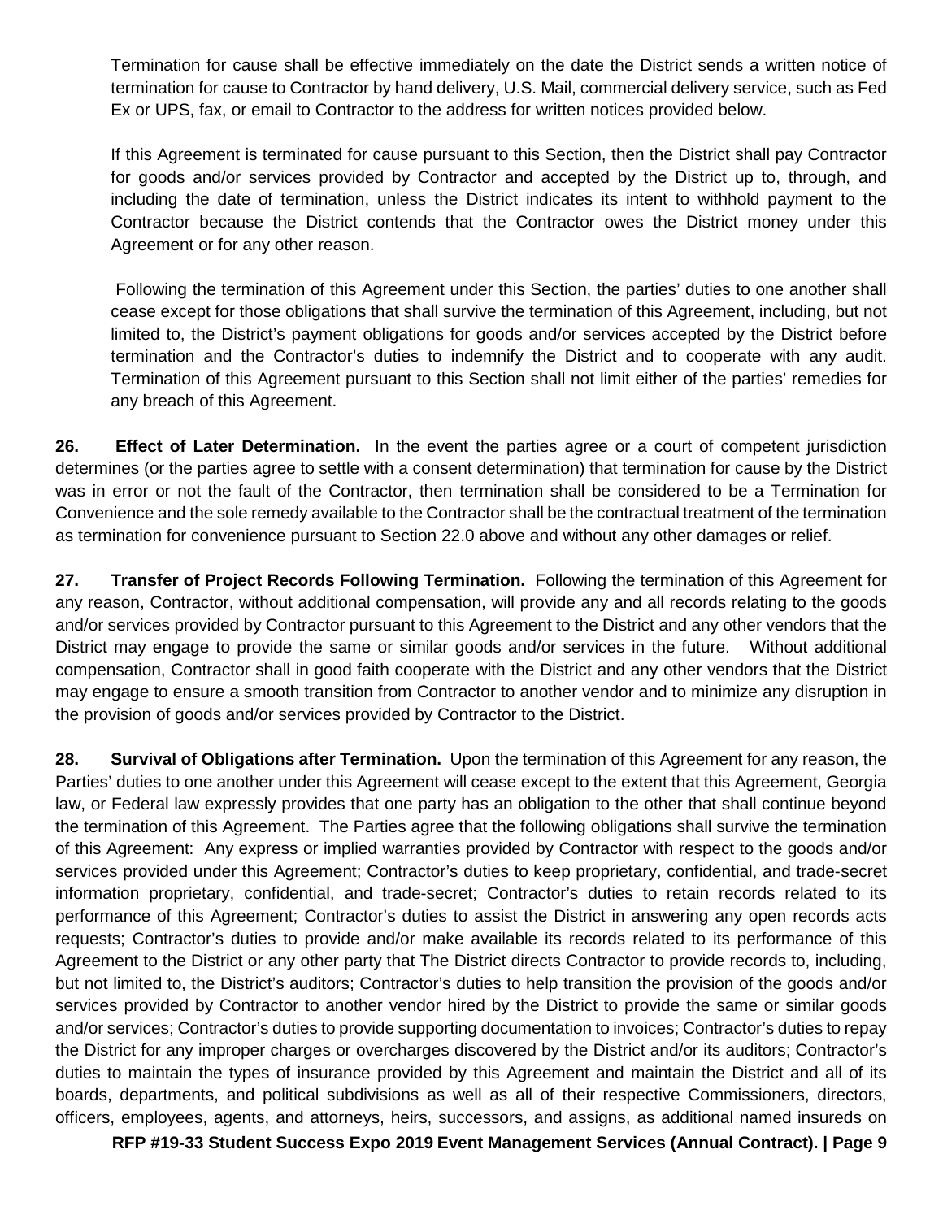Termination for cause shall be effective immediately on the date the District sends a written notice of termination for cause to Contractor by hand delivery, U.S. Mail, commercial delivery service, such as Fed Ex or UPS, fax, or email to Contractor to the address for written notices provided below.

If this Agreement is terminated for cause pursuant to this Section, then the District shall pay Contractor for goods and/or services provided by Contractor and accepted by the District up to, through, and including the date of termination, unless the District indicates its intent to withhold payment to the Contractor because the District contends that the Contractor owes the District money under this Agreement or for any other reason.

Following the termination of this Agreement under this Section, the parties' duties to one another shall cease except for those obligations that shall survive the termination of this Agreement, including, but not limited to, the District's payment obligations for goods and/or services accepted by the District before termination and the Contractor's duties to indemnify the District and to cooperate with any audit. Termination of this Agreement pursuant to this Section shall not limit either of the parties' remedies for any breach of this Agreement.

**26. Effect of Later Determination.** In the event the parties agree or a court of competent jurisdiction determines (or the parties agree to settle with a consent determination) that termination for cause by the District was in error or not the fault of the Contractor, then termination shall be considered to be a Termination for Convenience and the sole remedy available to the Contractor shall be the contractual treatment of the termination as termination for convenience pursuant to Section 22.0 above and without any other damages or relief.

**27. Transfer of Project Records Following Termination.** Following the termination of this Agreement for any reason, Contractor, without additional compensation, will provide any and all records relating to the goods and/or services provided by Contractor pursuant to this Agreement to the District and any other vendors that the District may engage to provide the same or similar goods and/or services in the future. Without additional compensation, Contractor shall in good faith cooperate with the District and any other vendors that the District may engage to ensure a smooth transition from Contractor to another vendor and to minimize any disruption in the provision of goods and/or services provided by Contractor to the District.

**28. Survival of Obligations after Termination.** Upon the termination of this Agreement for any reason, the Parties' duties to one another under this Agreement will cease except to the extent that this Agreement, Georgia law, or Federal law expressly provides that one party has an obligation to the other that shall continue beyond the termination of this Agreement. The Parties agree that the following obligations shall survive the termination of this Agreement: Any express or implied warranties provided by Contractor with respect to the goods and/or services provided under this Agreement; Contractor's duties to keep proprietary, confidential, and trade-secret information proprietary, confidential, and trade-secret; Contractor's duties to retain records related to its performance of this Agreement; Contractor's duties to assist the District in answering any open records acts requests; Contractor's duties to provide and/or make available its records related to its performance of this Agreement to the District or any other party that The District directs Contractor to provide records to, including, but not limited to, the District's auditors; Contractor's duties to help transition the provision of the goods and/or services provided by Contractor to another vendor hired by the District to provide the same or similar goods and/or services; Contractor's duties to provide supporting documentation to invoices; Contractor's duties to repay the District for any improper charges or overcharges discovered by the District and/or its auditors; Contractor's duties to maintain the types of insurance provided by this Agreement and maintain the District and all of its boards, departments, and political subdivisions as well as all of their respective Commissioners, directors, officers, employees, agents, and attorneys, heirs, successors, and assigns, as additional named insureds on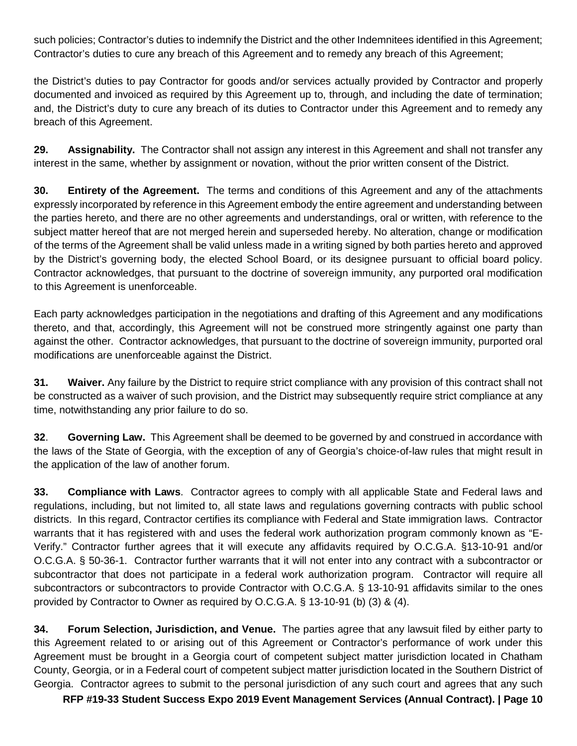such policies; Contractor's duties to indemnify the District and the other Indemnitees identified in this Agreement; Contractor's duties to cure any breach of this Agreement and to remedy any breach of this Agreement;

the District's duties to pay Contractor for goods and/or services actually provided by Contractor and properly documented and invoiced as required by this Agreement up to, through, and including the date of termination; and, the District's duty to cure any breach of its duties to Contractor under this Agreement and to remedy any breach of this Agreement.

**29. Assignability.** The Contractor shall not assign any interest in this Agreement and shall not transfer any interest in the same, whether by assignment or novation, without the prior written consent of the District.

**30. Entirety of the Agreement.** The terms and conditions of this Agreement and any of the attachments expressly incorporated by reference in this Agreement embody the entire agreement and understanding between the parties hereto, and there are no other agreements and understandings, oral or written, with reference to the subject matter hereof that are not merged herein and superseded hereby. No alteration, change or modification of the terms of the Agreement shall be valid unless made in a writing signed by both parties hereto and approved by the District's governing body, the elected School Board, or its designee pursuant to official board policy. Contractor acknowledges, that pursuant to the doctrine of sovereign immunity, any purported oral modification to this Agreement is unenforceable.

Each party acknowledges participation in the negotiations and drafting of this Agreement and any modifications thereto, and that, accordingly, this Agreement will not be construed more stringently against one party than against the other. Contractor acknowledges, that pursuant to the doctrine of sovereign immunity, purported oral modifications are unenforceable against the District.

**31. Waiver.** Any failure by the District to require strict compliance with any provision of this contract shall not be constructed as a waiver of such provision, and the District may subsequently require strict compliance at any time, notwithstanding any prior failure to do so.

**32**. **Governing Law.** This Agreement shall be deemed to be governed by and construed in accordance with the laws of the State of Georgia, with the exception of any of Georgia's choice-of-law rules that might result in the application of the law of another forum.

**33. Compliance with Laws**. Contractor agrees to comply with all applicable State and Federal laws and regulations, including, but not limited to, all state laws and regulations governing contracts with public school districts. In this regard, Contractor certifies its compliance with Federal and State immigration laws. Contractor warrants that it has registered with and uses the federal work authorization program commonly known as "E-Verify." Contractor further agrees that it will execute any affidavits required by O.C.G.A. §13-10-91 and/or O.C.G.A. § 50-36-1. Contractor further warrants that it will not enter into any contract with a subcontractor or subcontractor that does not participate in a federal work authorization program. Contractor will require all subcontractors or subcontractors to provide Contractor with O.C.G.A. § 13-10-91 affidavits similar to the ones provided by Contractor to Owner as required by O.C.G.A. § 13-10-91 (b) (3) & (4).

**34. Forum Selection, Jurisdiction, and Venue.** The parties agree that any lawsuit filed by either party to this Agreement related to or arising out of this Agreement or Contractor's performance of work under this Agreement must be brought in a Georgia court of competent subject matter jurisdiction located in Chatham County, Georgia, or in a Federal court of competent subject matter jurisdiction located in the Southern District of Georgia. Contractor agrees to submit to the personal jurisdiction of any such court and agrees that any such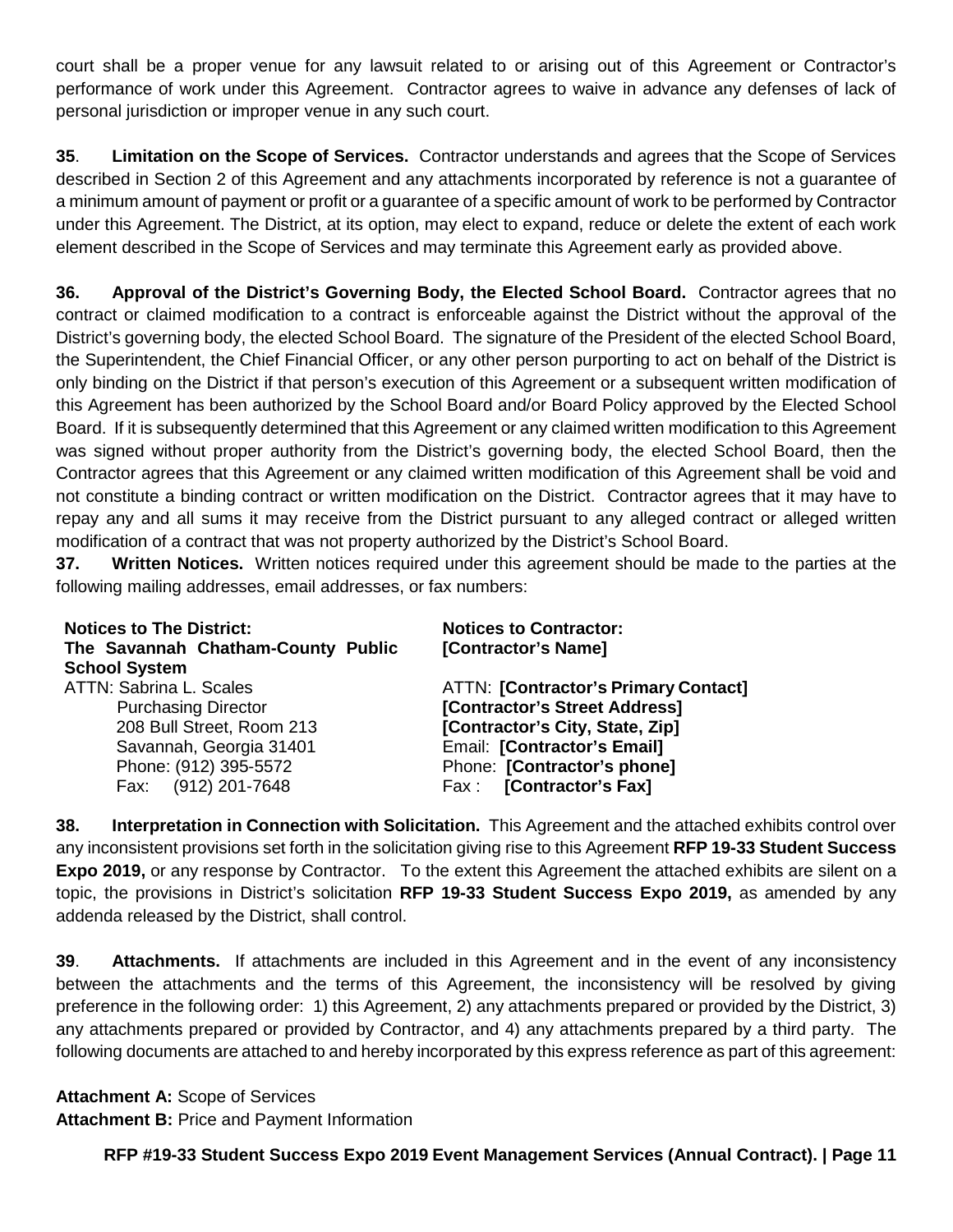court shall be a proper venue for any lawsuit related to or arising out of this Agreement or Contractor's performance of work under this Agreement. Contractor agrees to waive in advance any defenses of lack of personal jurisdiction or improper venue in any such court.

**35**. **Limitation on the Scope of Services.** Contractor understands and agrees that the Scope of Services described in Section 2 of this Agreement and any attachments incorporated by reference is not a guarantee of a minimum amount of payment or profit or a guarantee of a specific amount of work to be performed by Contractor under this Agreement. The District, at its option, may elect to expand, reduce or delete the extent of each work element described in the Scope of Services and may terminate this Agreement early as provided above.

**36. Approval of the District's Governing Body, the Elected School Board.** Contractor agrees that no contract or claimed modification to a contract is enforceable against the District without the approval of the District's governing body, the elected School Board. The signature of the President of the elected School Board, the Superintendent, the Chief Financial Officer, or any other person purporting to act on behalf of the District is only binding on the District if that person's execution of this Agreement or a subsequent written modification of this Agreement has been authorized by the School Board and/or Board Policy approved by the Elected School Board. If it is subsequently determined that this Agreement or any claimed written modification to this Agreement was signed without proper authority from the District's governing body, the elected School Board, then the Contractor agrees that this Agreement or any claimed written modification of this Agreement shall be void and not constitute a binding contract or written modification on the District. Contractor agrees that it may have to repay any and all sums it may receive from the District pursuant to any alleged contract or alleged written modification of a contract that was not property authorized by the District's School Board.

**37. Written Notices.** Written notices required under this agreement should be made to the parties at the following mailing addresses, email addresses, or fax numbers:

**Notices to The District:**
**The Savannah Chatham-County Public School System**
ATTN: Sabrina L. Scales
Purchasing Director
208 Bull Street, Room 213
Savannah, Georgia 31401
Phone: (912) 395-5572
Fax: (912) 201-7648

**Notices to Contractor:**
**[Contractor's Name]**
ATTN: **[Contractor's Primary Contact]**
**[Contractor's Street Address]**
**[Contractor's City, State, Zip]**
Email: **[Contractor's Email]**
Phone: **[Contractor's phone]**
Fax : **[Contractor's Fax]**

**38. Interpretation in Connection with Solicitation.** This Agreement and the attached exhibits control over any inconsistent provisions set forth in the solicitation giving rise to this Agreement **RFP 19-33 Student Success Expo 2019,** or any response by Contractor. To the extent this Agreement the attached exhibits are silent on a topic, the provisions in District's solicitation **RFP 19-33 Student Success Expo 2019,** as amended by any addenda released by the District, shall control.

**39**. **Attachments.** If attachments are included in this Agreement and in the event of any inconsistency between the attachments and the terms of this Agreement, the inconsistency will be resolved by giving preference in the following order: 1) this Agreement, 2) any attachments prepared or provided by the District, 3) any attachments prepared or provided by Contractor, and 4) any attachments prepared by a third party. The following documents are attached to and hereby incorporated by this express reference as part of this agreement:

**Attachment A:** Scope of Services
**Attachment B:** Price and Payment Information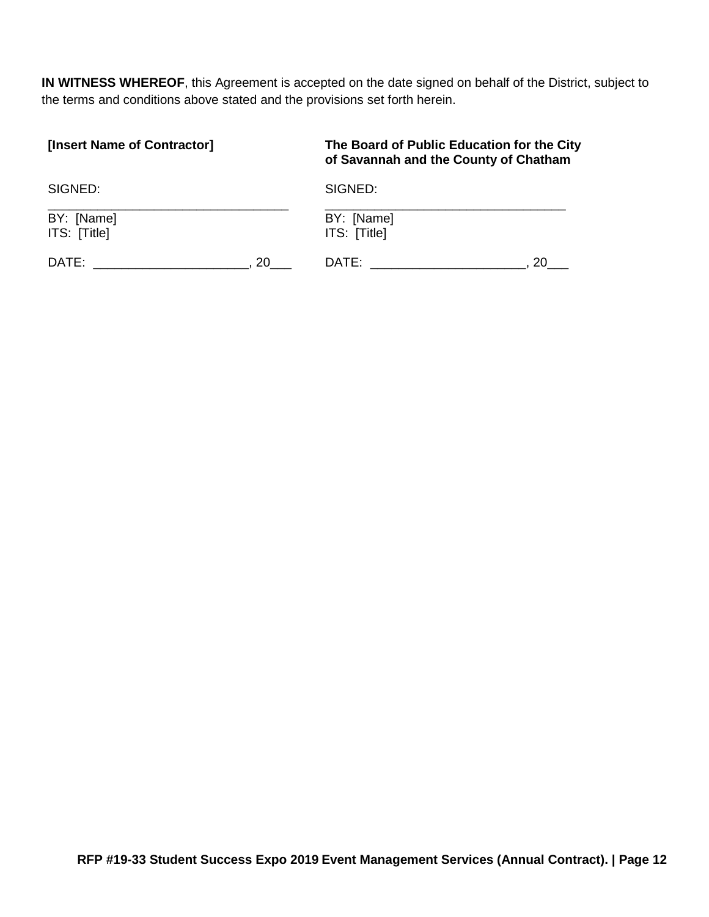**IN WITNESS WHEREOF**, this Agreement is accepted on the date signed on behalf of the District, subject to the terms and conditions above stated and the provisions set forth herein.

| **[Insert Name of Contractor]** | **The Board of Public Education for the City of Savannah and the County of Chatham** |
| --- | --- |
| SIGNED: | SIGNED: |
| _________________________________ | _________________________________ |
| BY: [Name] | BY: [Name] |
| ITS: [Title] | ITS: [Title] |
| DATE: _____________________, 20___ | DATE: _____________________, 20___ |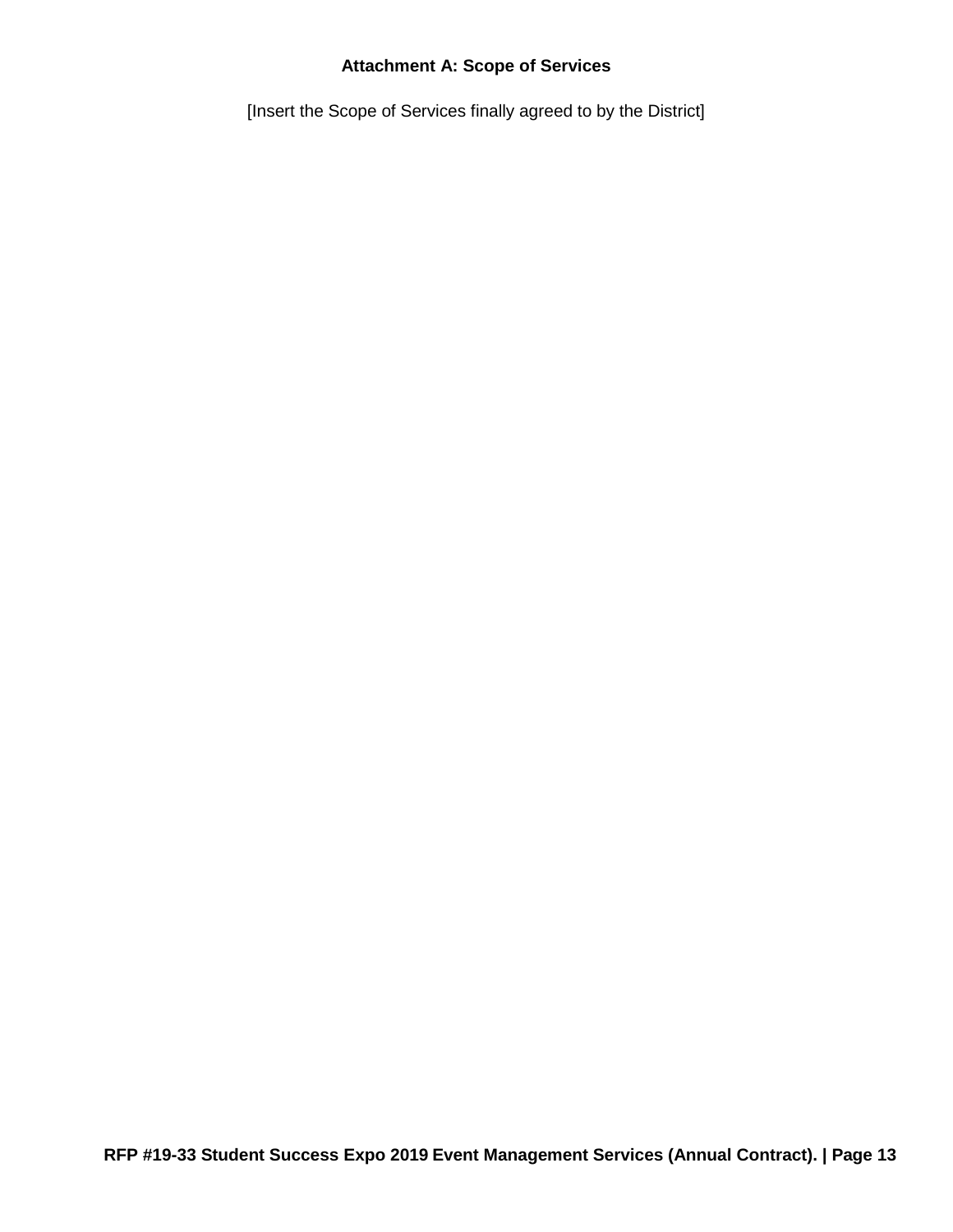## Attachment A: Scope of Services

[Insert the Scope of Services finally agreed to by the District]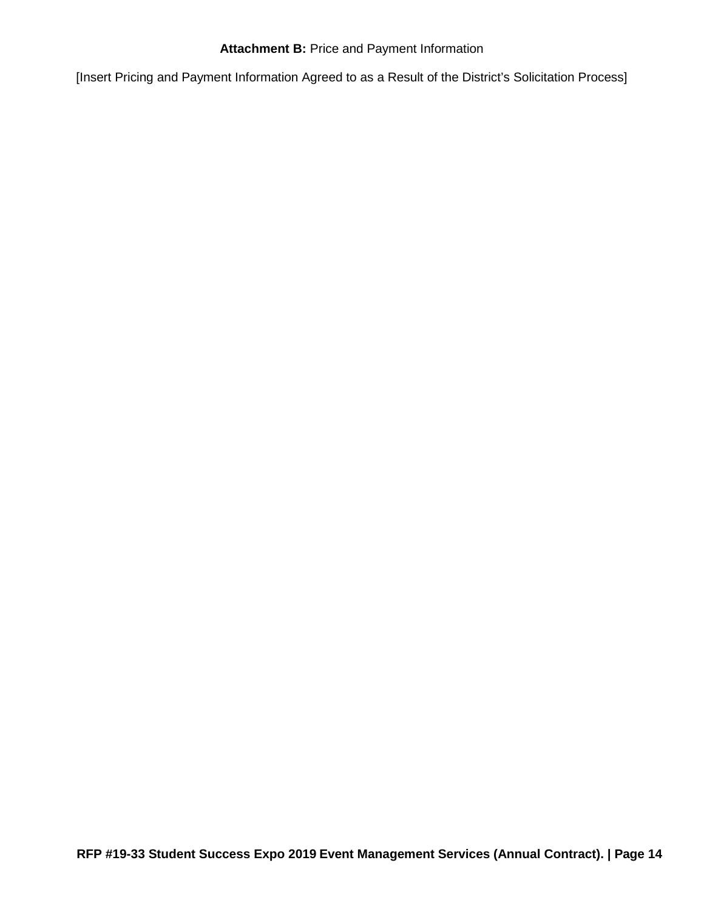**Attachment B:** Price and Payment Information

[Insert Pricing and Payment Information Agreed to as a Result of the District's Solicitation Process]